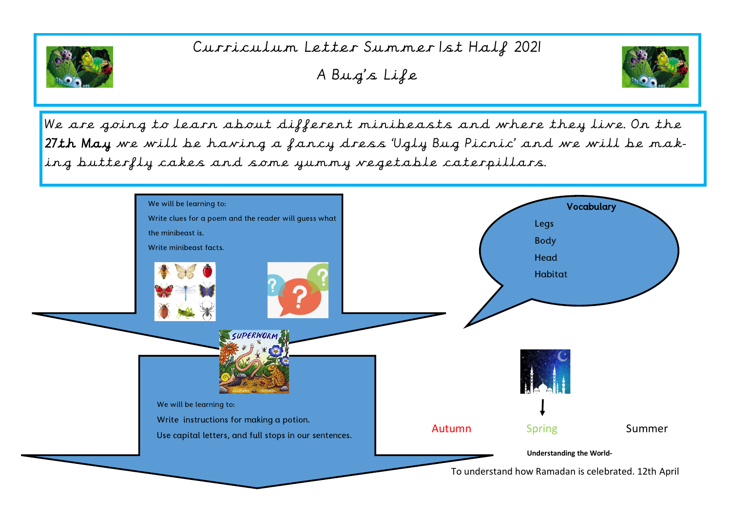# Curriculum Letter Summer 1st Half 2021

## A Bug's Life

We are going to learn about different minibeasts and where they live. On the **27th May** we will be having a fancy dress 'Ugly Bug Picnic' and we will be making butterfly cakes and some yummy vegetable caterpillars.

We will be learning to:

- Write clues for a poem and the reader will guess what the minibeast is.
- Write minibeast facts.

SUPERWORM

We will be learning to:

- Write instructions for making a potion.
- Use capital letters, and full stops in our sentences.

**Vocabulary**

- Legs
- Body
- Head
- Habitat

Autumn Spring Summer

**Understanding the World-**

To understand how Ramadan is celebrated. 12th April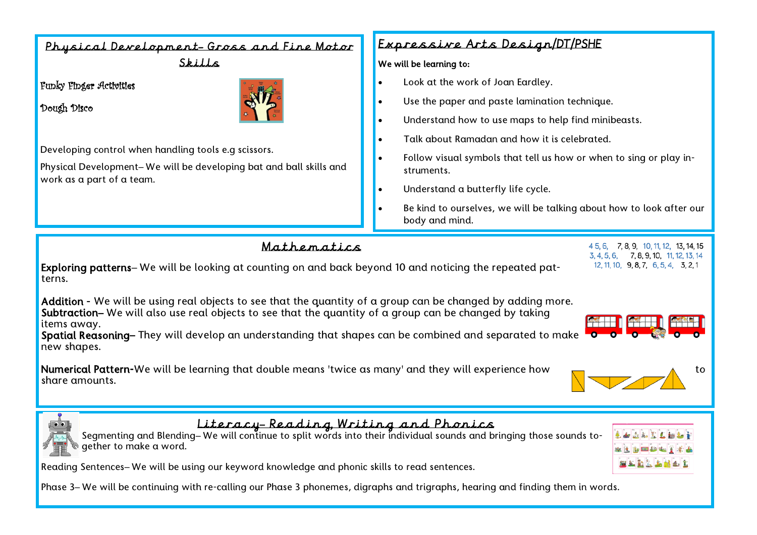## Physical Development- Gross and Fine Motor Skills

Funky Finger Activities

Dough Disco

Developing control when handling tools e.g scissors.

Physical Development– We will be developing bat and ball skills and work as a part of a team.

## Expressive Arts Design/DT/PSHE

**We will be learning to:**

- Look at the work of Joan Eardley.
- Use the paper and paste lamination technique.
- Understand how to use maps to help find minibeasts.
- Talk about Ramadan and how it is celebrated.
- Follow visual symbols that tell us how or when to sing or play instruments.
- Understand a butterfly life cycle.
- Be kind to ourselves, we will be talking about how to look after our body and mind.

## Mathematics

4 5, 6, 7, 8, 9, 10, 11, 12, 13, 14, 15
3, 4, 5, 6, 7, 8, 9, 10, 11, 12, 13, 14
12, 11, 10, 9, 8, 7, 6, 5, 4, 3, 2, 1

**Exploring patterns**– We will be looking at counting on and back beyond 10 and noticing the repeated patterns.

**Addition** - We will be using real objects to see that the quantity of a group can be changed by adding more.
**Subtraction**– We will also use real objects to see that the quantity of a group can be changed by taking items away.
**Spatial Reasoning**– They will develop an understanding that shapes can be combined and separated to make new shapes.

**Numerical Pattern**-We will be learning that double means 'twice as many' and they will experience how to share amounts.

## Literacy- Reading, Writing and Phonics

Segmenting and Blending– We will continue to split words into their individual sounds and bringing those sounds together to make a word.

Reading Sentences– We will be using our keyword knowledge and phonic skills to read sentences.

Phase 3– We will be continuing with re-calling our Phase 3 phonemes, digraphs and trigraphs, hearing and finding them in words.